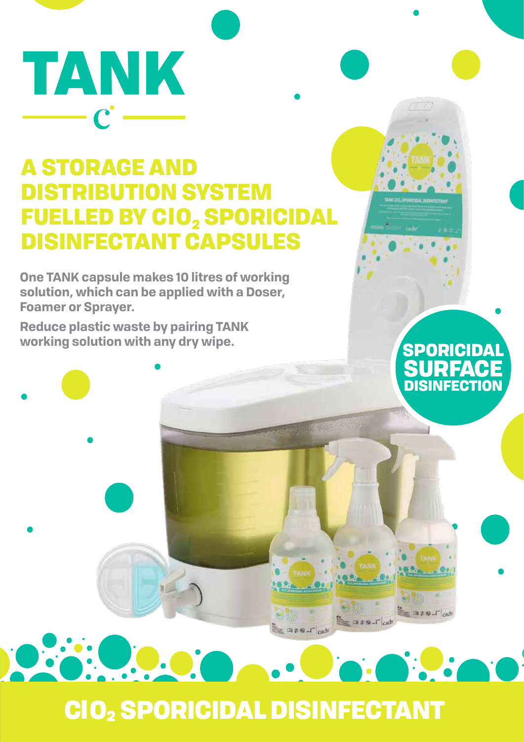# TANK

## A STORAGE AND DISTRIBUTION SYSTEM FUELLED BY $ClO_2$ SPORICIDAL DISINFECTANT CAPSULES

**One TANK capsule makes 10 litres of working solution, which can be applied with a Doser, Foamer or Sprayer.**

**Reduce plastic waste by pairing TANK working solution with any dry wipe.**

**SPORICIDAL SURFACE DISINFECTION**

## $ClO_2$ SPORICIDAL DISINFECTANT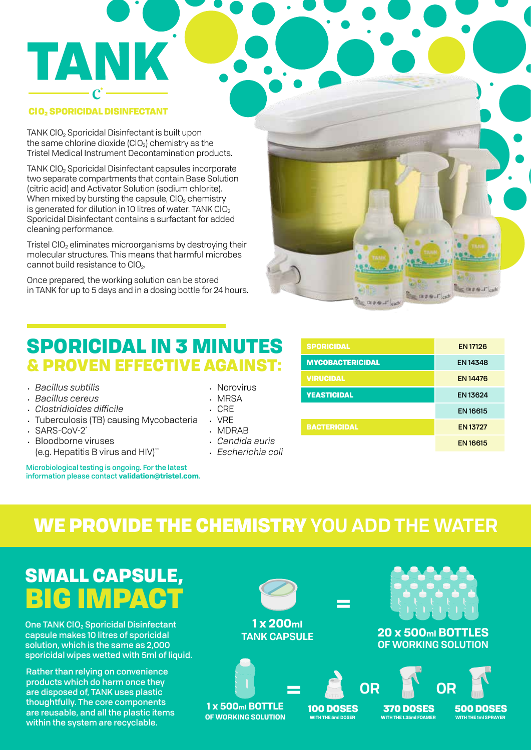# TANK

## ClO$_2$ SPORICIDAL DISINFECTANT

TANK ClO$_2$ Sporicidal Disinfectant is built upon the same chlorine dioxide (ClO$_2$) chemistry as the Tristel Medical Instrument Decontamination products.

TANK ClO$_2$ Sporicidal Disinfectant capsules incorporate two separate compartments that contain Base Solution (citric acid) and Activator Solution (sodium chlorite). When mixed by bursting the capsule, ClO$_2$ chemistry is generated for dilution in 10 litres of water. TANK ClO$_2$ Sporicidal Disinfectant contains a surfactant for added cleaning performance.

Tristel ClO$_2$ eliminates microorganisms by destroying their molecular structures. This means that harmful microbes cannot build resistance to ClO$_2$.

Once prepared, the working solution can be stored in TANK for up to 5 days and in a dosing bottle for 24 hours.

## SPORICIDAL IN 3 MINUTES & PROVEN EFFECTIVE AGAINST:

- *Bacillus subtilis*
- *Bacillus cereus*
- *Clostridioides difficile*
- Tuberculosis (TB) causing Mycobacteria
- SARS-CoV-2*
- Bloodborne viruses (e.g. Hepatitis B virus and HIV)**
- Norovirus
- MRSA
- CRE
- VRE
- MDRAB
- *Candida auris*
- *Escherichia coli*

| | |
|---|---|
| SPORICIDAL | EN 17126 |
| MYCOBACTERICIDAL | EN 14348 |
| VIRUCIDAL | EN 14476 |
| YEASTICIDAL | EN 13624 |
| | EN 16615 |
| BACTERICIDAL | EN 13727 |
| | EN 16615 |

**Microbiological testing is ongoing. For the latest information please contact validation@tristel.com.**

## WE PROVIDE THE CHEMISTRY YOU ADD THE WATER

## SMALL CAPSULE, BIG IMPACT

**One TANK ClO$_2$ Sporicidal Disinfectant capsule makes 10 litres of sporicidal solution, which is the same as 2,000 sporicidal wipes wetted with 5ml of liquid.**

**Rather than relying on convenience products which do harm once they are disposed of, TANK uses plastic thoughtfully. The core components are reusable, and all the plastic items within the system are recyclable.**

**1 x 200ml TANK CAPSULE** = **20 x 500ml BOTTLES OF WORKING SOLUTION**

**1 x 500ml BOTTLE OF WORKING SOLUTION** = **100 DOSES** WITH THE 5ml DOSER **OR** **370 DOSES** WITH THE 1.35ml FOAMER **OR** **500 DOSES** WITH THE 1ml SPRAYER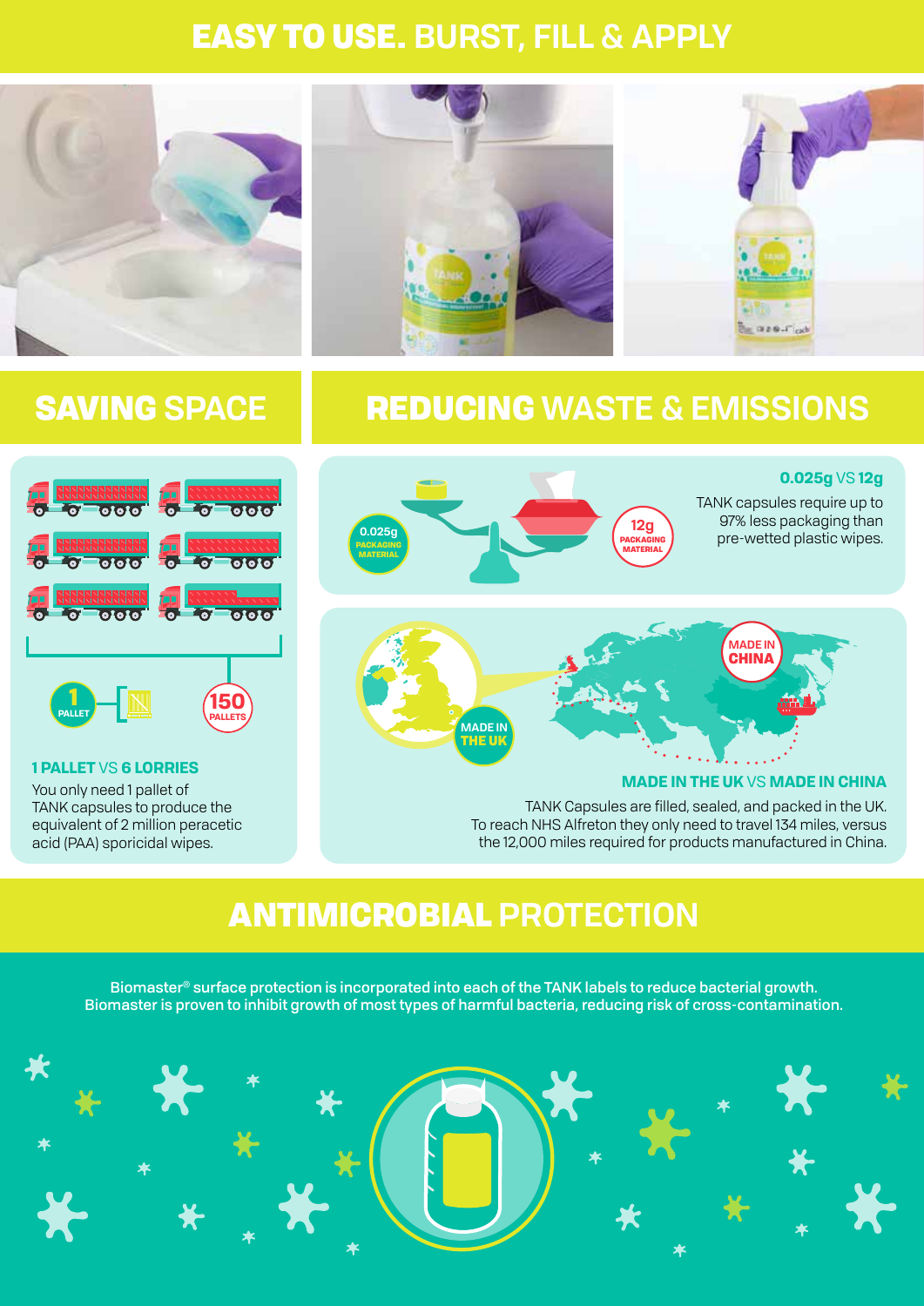# EASY TO USE. BURST, FILL & APPLY

## SAVING SPACE

1 PALLET

150 PALLETS

**1 PALLET** VS **6 LORRIES**

You only need 1 pallet of TANK capsules to produce the equivalent of 2 million peracetic acid (PAA) sporicidal wipes.

## REDUCING WASTE & EMISSIONS

0.025g PACKAGING MATERIAL

12g PACKAGING MATERIAL

**0.025g** VS **12g**

TANK capsules require up to 97% less packaging than pre-wetted plastic wipes.

MADE IN THE UK

MADE IN CHINA

**MADE IN THE UK** VS **MADE IN CHINA**

TANK Capsules are filled, sealed, and packed in the UK. To reach NHS Alfreton they only need to travel 134 miles, versus the 12,000 miles required for products manufactured in China.

## ANTIMICROBIAL PROTECTION

Biomaster® surface protection is incorporated into each of the TANK labels to reduce bacterial growth. Biomaster is proven to inhibit growth of most types of harmful bacteria, reducing risk of cross-contamination.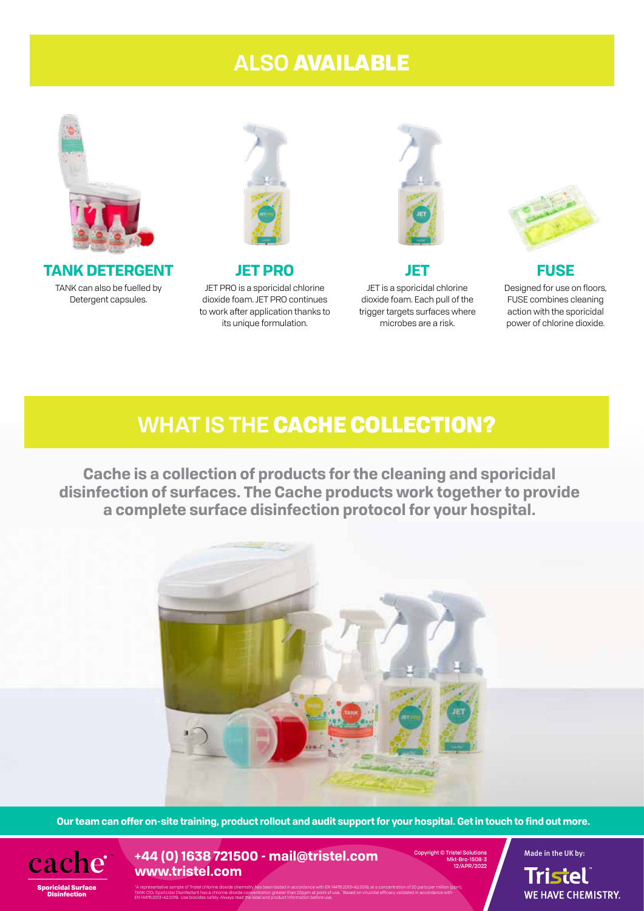# ALSO AVAILABLE

## TANK DETERGENT

TANK can also be fuelled by Detergent capsules.

## JET PRO

JET PRO is a sporicidal chlorine dioxide foam. JET PRO continues to work after application thanks to its unique formulation.

## JET

JET is a sporicidal chlorine dioxide foam. Each pull of the trigger targets surfaces where microbes are a risk.

## FUSE

Designed for use on floors, FUSE combines cleaning action with the sporicidal power of chlorine dioxide.

# WHAT IS THE CACHE COLLECTION?

**Cache is a collection of products for the cleaning and sporicidal disinfection of surfaces. The Cache products work together to provide a complete surface disinfection protocol for your hospital.**

**Our team can offer on-site training, product rollout and audit support for your hospital. Get in touch to find out more.**

cache™
Sporicidal Surface Disinfection

**+44 (0) 1638 721500 - mail@tristel.com**
**www.tristel.com**

Copyright © Tristel Solutions
Mkt-Bro-1508-3
12/APR/2022

Made in the UK by:
Tristel™
WE HAVE CHEMISTRY.